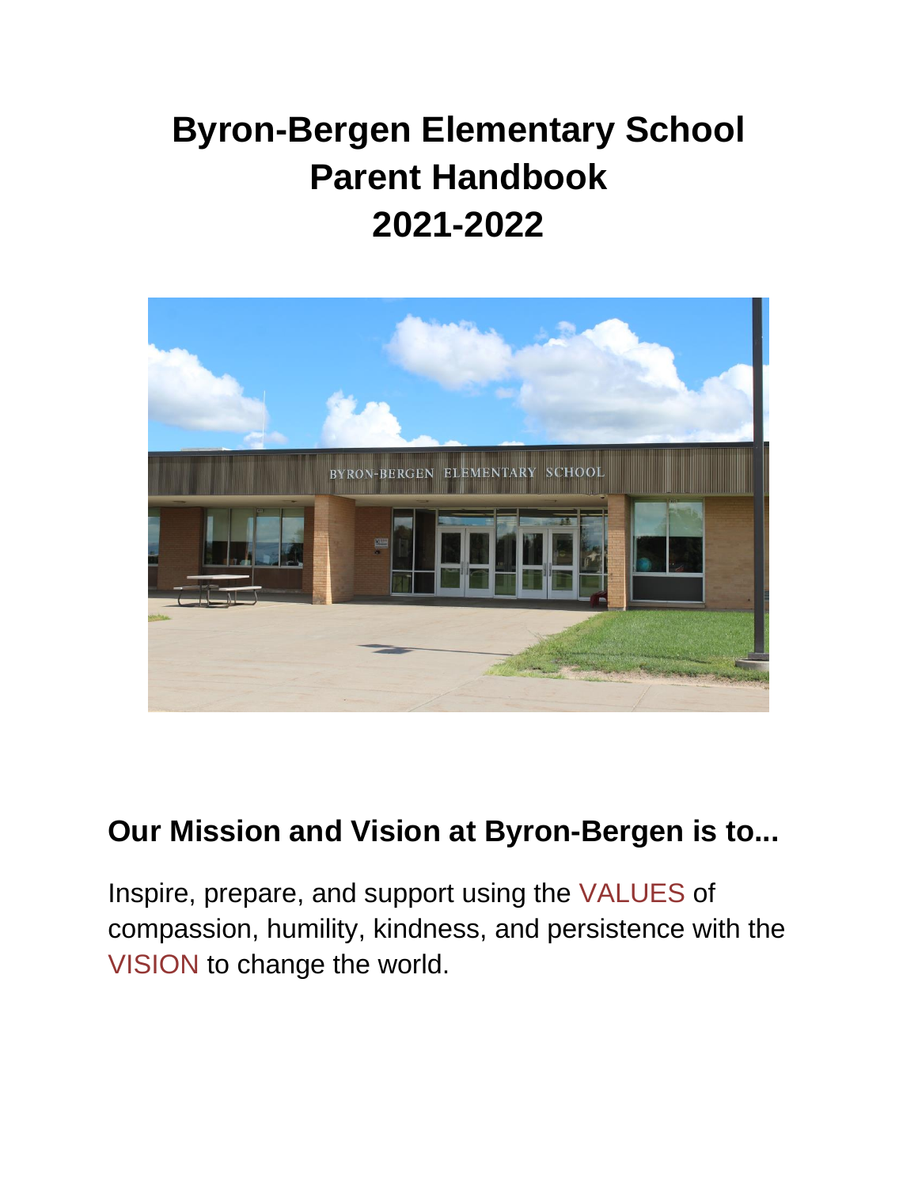# Byron-Bergen Elementary School Parent Handbook 2021-2022

## Our Mission and Vision at Byron-Bergen is to...

Inspire, prepare, and support using the VALUES of compassion, humility, kindness, and persistence with the VISION to change the world.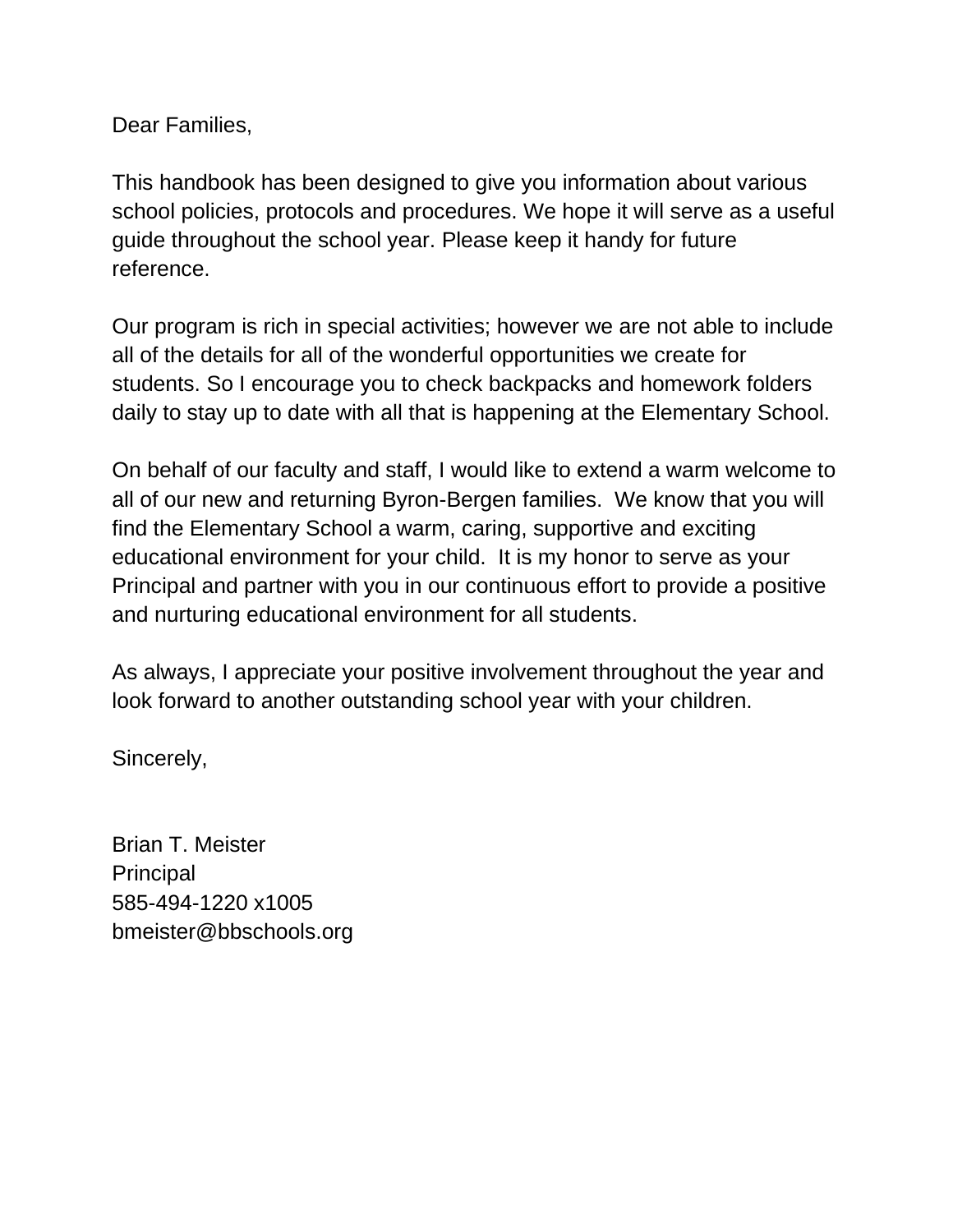Dear Families,

This handbook has been designed to give you information about various school policies, protocols and procedures. We hope it will serve as a useful guide throughout the school year. Please keep it handy for future reference.

Our program is rich in special activities; however we are not able to include all of the details for all of the wonderful opportunities we create for students. So I encourage you to check backpacks and homework folders daily to stay up to date with all that is happening at the Elementary School.

On behalf of our faculty and staff, I would like to extend a warm welcome to all of our new and returning Byron-Bergen families. We know that you will find the Elementary School a warm, caring, supportive and exciting educational environment for your child. It is my honor to serve as your Principal and partner with you in our continuous effort to provide a positive and nurturing educational environment for all students.

As always, I appreciate your positive involvement throughout the year and look forward to another outstanding school year with your children.

Sincerely,

Brian T. Meister
Principal
585-494-1220 x1005
bmeister@bbschools.org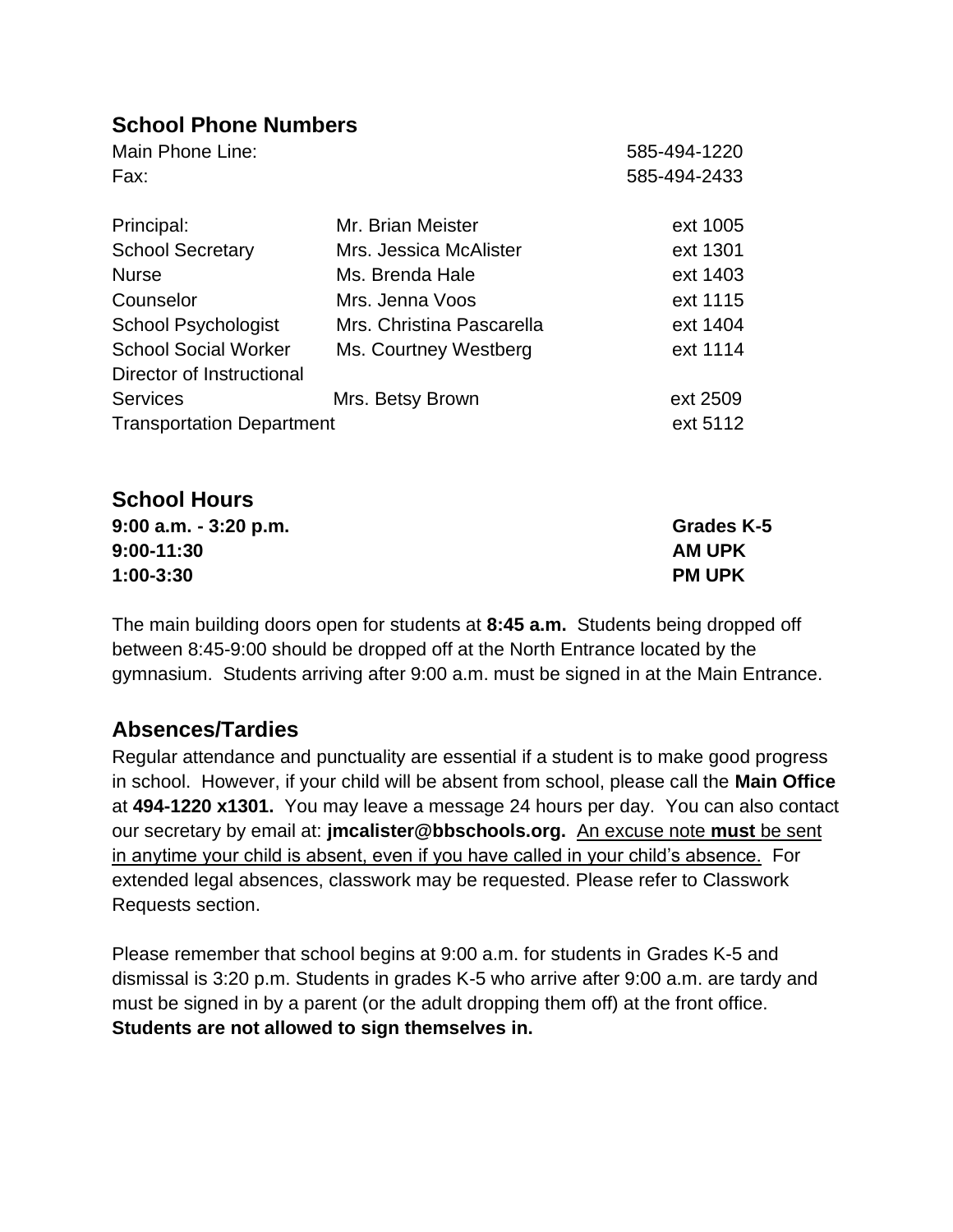## School Phone Numbers

| | | |
|---|---|---|
| Main Phone Line: | | 585-494-1220 |
| Fax: | | 585-494-2433 |
| Principal: | Mr. Brian Meister | ext 1005 |
| School Secretary | Mrs. Jessica McAlister | ext 1301 |
| Nurse | Ms. Brenda Hale | ext 1403 |
| Counselor | Mrs. Jenna Voos | ext 1115 |
| School Psychologist | Mrs. Christina Pascarella | ext 1404 |
| School Social Worker | Ms. Courtney Westberg | ext 1114 |
| Director of Instructional Services | Mrs. Betsy Brown | ext 2509 |
| Transportation Department | | ext 5112 |

## School Hours

| | |
|---|---|
| **9:00 a.m. - 3:20 p.m.** | **Grades K-5** |
| **9:00-11:30** | **AM UPK** |
| **1:00-3:30** | **PM UPK** |

The main building doors open for students at **8:45 a.m.** Students being dropped off between 8:45-9:00 should be dropped off at the North Entrance located by the gymnasium. Students arriving after 9:00 a.m. must be signed in at the Main Entrance.

## Absences/Tardies

Regular attendance and punctuality are essential if a student is to make good progress in school. However, if your child will be absent from school, please call the **Main Office** at **494-1220 x1301.** You may leave a message 24 hours per day. You can also contact our secretary by email at: **jmcalister@bbschools.org.** An excuse note **must** be sent in anytime your child is absent, even if you have called in your child's absence. For extended legal absences, classwork may be requested. Please refer to Classwork Requests section.

Please remember that school begins at 9:00 a.m. for students in Grades K-5 and dismissal is 3:20 p.m. Students in grades K-5 who arrive after 9:00 a.m. are tardy and must be signed in by a parent (or the adult dropping them off) at the front office. **Students are not allowed to sign themselves in.**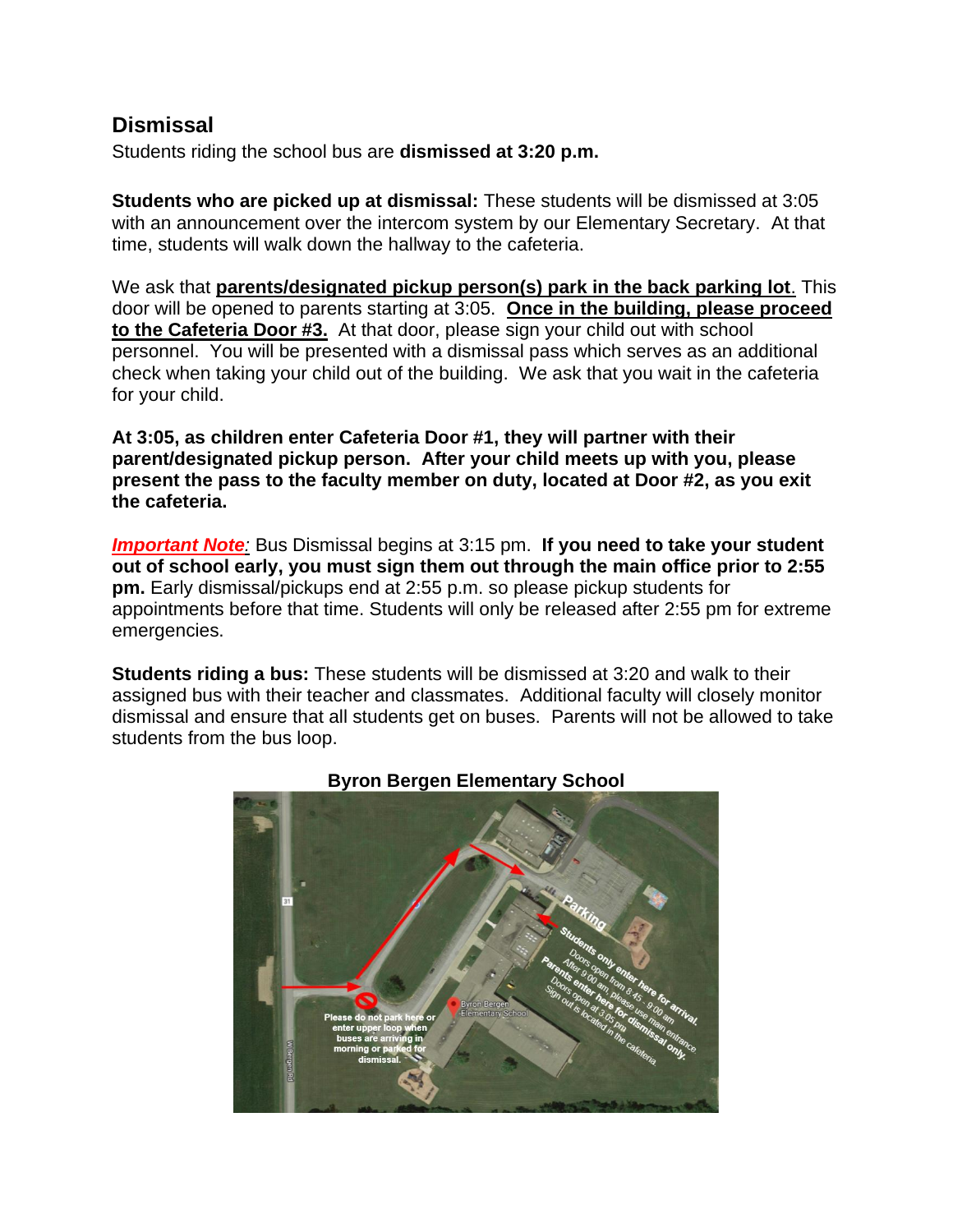## Dismissal

Students riding the school bus are **dismissed at 3:20 p.m.**

**Students who are picked up at dismissal:** These students will be dismissed at 3:05 with an announcement over the intercom system by our Elementary Secretary. At that time, students will walk down the hallway to the cafeteria.

We ask that **parents/designated pickup person(s) park in the back parking lot**. This door will be opened to parents starting at 3:05. **Once in the building, please proceed to the Cafeteria Door #3.** At that door, please sign your child out with school personnel. You will be presented with a dismissal pass which serves as an additional check when taking your child out of the building. We ask that you wait in the cafeteria for your child.

**At 3:05, as children enter Cafeteria Door #1, they will partner with their parent/designated pickup person. After your child meets up with you, please present the pass to the faculty member on duty, located at Door #2, as you exit the cafeteria.**

***Important Note*:** Bus Dismissal begins at 3:15 pm. **If you need to take your student out of school early, you must sign them out through the main office prior to 2:55 pm.** Early dismissal/pickups end at 2:55 p.m. so please pickup students for appointments before that time. Students will only be released after 2:55 pm for extreme emergencies.

**Students riding a bus:** These students will be dismissed at 3:20 and walk to their assigned bus with their teacher and classmates. Additional faculty will closely monitor dismissal and ensure that all students get on buses. Parents will not be allowed to take students from the bus loop.

**Byron Bergen Elementary School**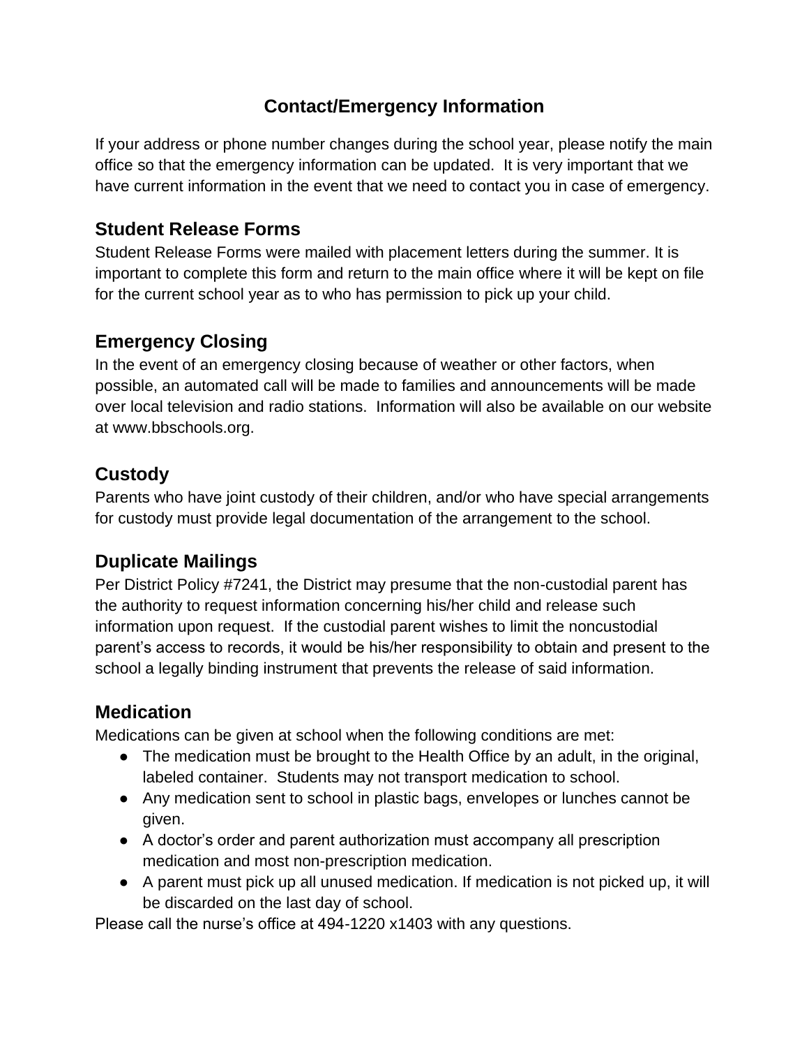# Contact/Emergency Information

If your address or phone number changes during the school year, please notify the main office so that the emergency information can be updated. It is very important that we have current information in the event that we need to contact you in case of emergency.

## Student Release Forms

Student Release Forms were mailed with placement letters during the summer. It is important to complete this form and return to the main office where it will be kept on file for the current school year as to who has permission to pick up your child.

## Emergency Closing

In the event of an emergency closing because of weather or other factors, when possible, an automated call will be made to families and announcements will be made over local television and radio stations. Information will also be available on our website at www.bbschools.org.

## Custody

Parents who have joint custody of their children, and/or who have special arrangements for custody must provide legal documentation of the arrangement to the school.

## Duplicate Mailings

Per District Policy #7241, the District may presume that the non-custodial parent has the authority to request information concerning his/her child and release such information upon request. If the custodial parent wishes to limit the noncustodial parent's access to records, it would be his/her responsibility to obtain and present to the school a legally binding instrument that prevents the release of said information.

## Medication

Medications can be given at school when the following conditions are met:

- The medication must be brought to the Health Office by an adult, in the original, labeled container. Students may not transport medication to school.
- Any medication sent to school in plastic bags, envelopes or lunches cannot be given.
- A doctor's order and parent authorization must accompany all prescription medication and most non-prescription medication.
- A parent must pick up all unused medication. If medication is not picked up, it will be discarded on the last day of school.

Please call the nurse's office at 494-1220 x1403 with any questions.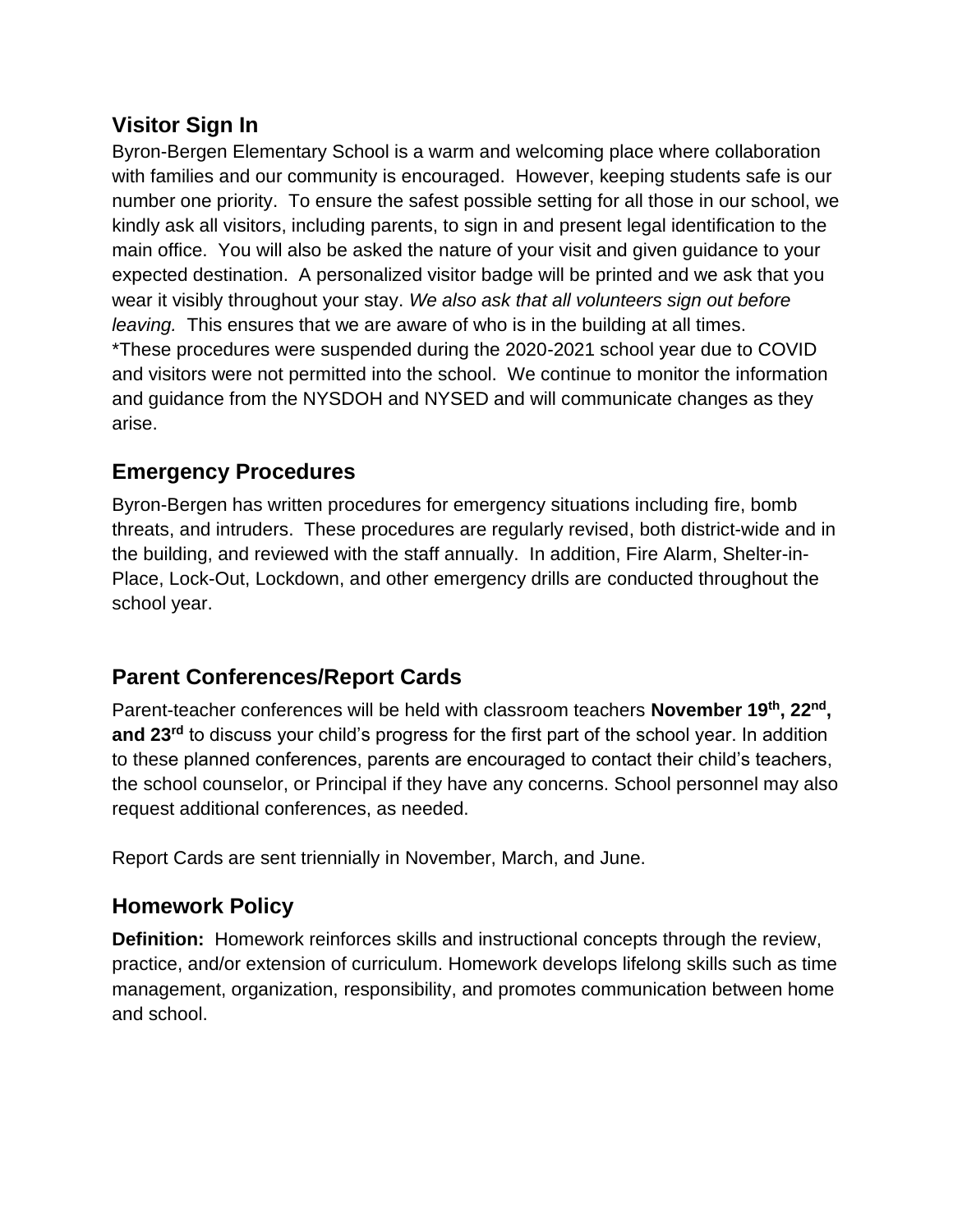## Visitor Sign In

Byron-Bergen Elementary School is a warm and welcoming place where collaboration with families and our community is encouraged. However, keeping students safe is our number one priority. To ensure the safest possible setting for all those in our school, we kindly ask all visitors, including parents, to sign in and present legal identification to the main office. You will also be asked the nature of your visit and given guidance to your expected destination. A personalized visitor badge will be printed and we ask that you wear it visibly throughout your stay. *We also ask that all volunteers sign out before leaving.* This ensures that we are aware of who is in the building at all times.
*These procedures were suspended during the 2020-2021 school year due to COVID and visitors were not permitted into the school. We continue to monitor the information and guidance from the NYSDOH and NYSED and will communicate changes as they arise.

## Emergency Procedures

Byron-Bergen has written procedures for emergency situations including fire, bomb threats, and intruders. These procedures are regularly revised, both district-wide and in the building, and reviewed with the staff annually. In addition, Fire Alarm, Shelter-in-Place, Lock-Out, Lockdown, and other emergency drills are conducted throughout the school year.

## Parent Conferences/Report Cards

Parent-teacher conferences will be held with classroom teachers **November 19th, 22nd, and 23rd** to discuss your child's progress for the first part of the school year. In addition to these planned conferences, parents are encouraged to contact their child's teachers, the school counselor, or Principal if they have any concerns. School personnel may also request additional conferences, as needed.

Report Cards are sent triennially in November, March, and June.

## Homework Policy

**Definition:** Homework reinforces skills and instructional concepts through the review, practice, and/or extension of curriculum. Homework develops lifelong skills such as time management, organization, responsibility, and promotes communication between home and school.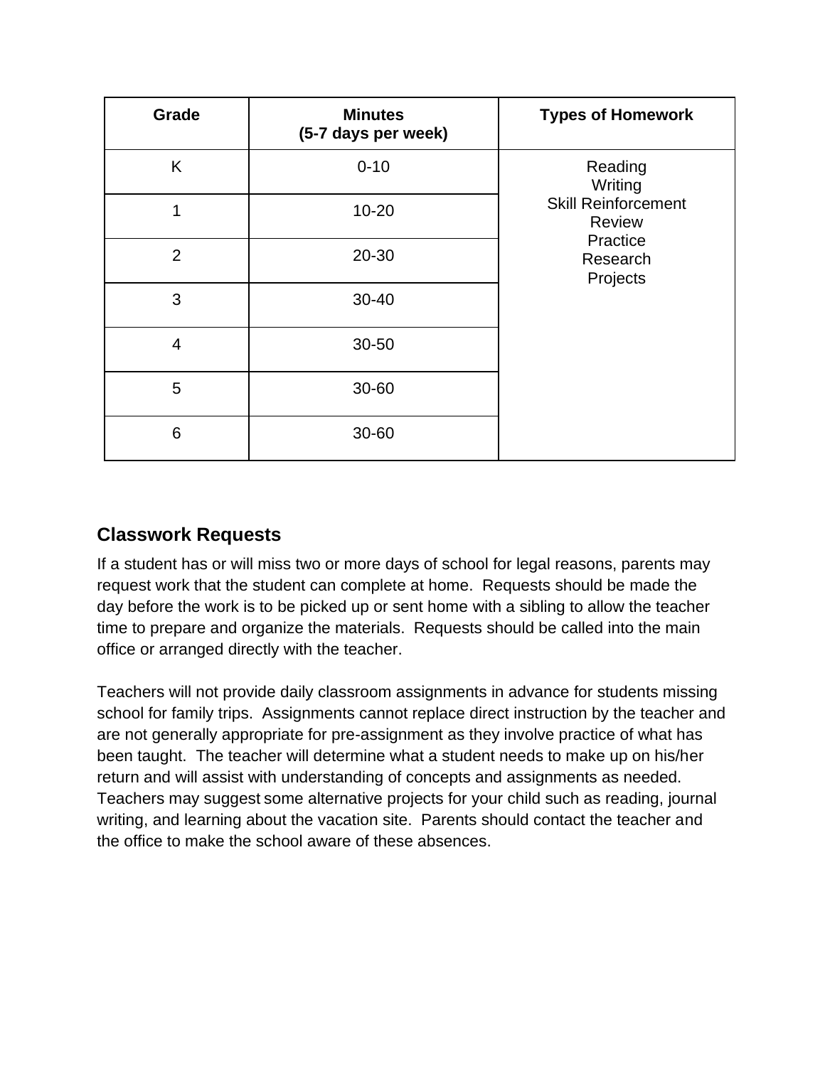| Grade | Minutes (5-7 days per week) | Types of Homework |
|---|---|---|
| K | 0-10 | Reading<br>Writing<br>Skill Reinforcement<br>Review<br>Practice<br>Research<br>Projects |
| 1 | 10-20 | |
| 2 | 20-30 | |
| 3 | 30-40 | |
| 4 | 30-50 | |
| 5 | 30-60 | |
| 6 | 30-60 | |

## Classwork Requests

If a student has or will miss two or more days of school for legal reasons, parents may request work that the student can complete at home. Requests should be made the day before the work is to be picked up or sent home with a sibling to allow the teacher time to prepare and organize the materials. Requests should be called into the main office or arranged directly with the teacher.

Teachers will not provide daily classroom assignments in advance for students missing school for family trips. Assignments cannot replace direct instruction by the teacher and are not generally appropriate for pre-assignment as they involve practice of what has been taught. The teacher will determine what a student needs to make up on his/her return and will assist with understanding of concepts and assignments as needed. Teachers may suggest some alternative projects for your child such as reading, journal writing, and learning about the vacation site. Parents should contact the teacher and the office to make the school aware of these absences.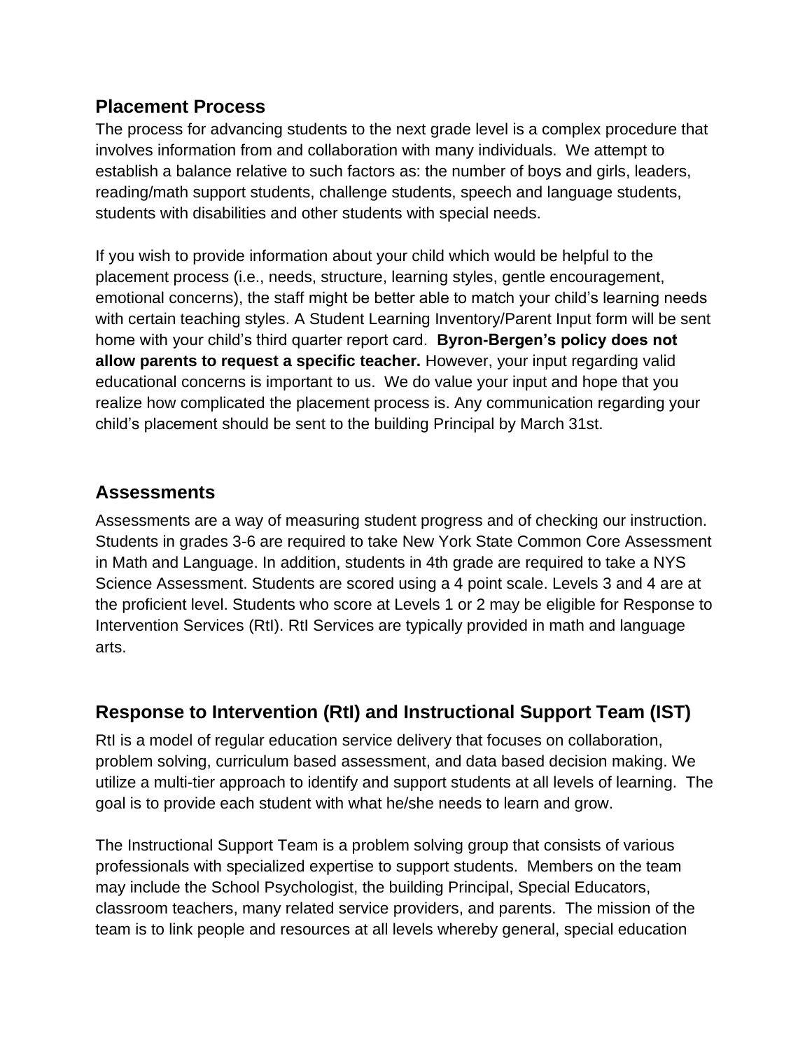## Placement Process

The process for advancing students to the next grade level is a complex procedure that involves information from and collaboration with many individuals. We attempt to establish a balance relative to such factors as: the number of boys and girls, leaders, reading/math support students, challenge students, speech and language students, students with disabilities and other students with special needs.

If you wish to provide information about your child which would be helpful to the placement process (i.e., needs, structure, learning styles, gentle encouragement, emotional concerns), the staff might be better able to match your child's learning needs with certain teaching styles. A Student Learning Inventory/Parent Input form will be sent home with your child's third quarter report card. **Byron-Bergen's policy does not allow parents to request a specific teacher.** However, your input regarding valid educational concerns is important to us. We do value your input and hope that you realize how complicated the placement process is. Any communication regarding your child's placement should be sent to the building Principal by March 31st.

## Assessments

Assessments are a way of measuring student progress and of checking our instruction. Students in grades 3-6 are required to take New York State Common Core Assessment in Math and Language. In addition, students in 4th grade are required to take a NYS Science Assessment. Students are scored using a 4 point scale. Levels 3 and 4 are at the proficient level. Students who score at Levels 1 or 2 may be eligible for Response to Intervention Services (RtI). RtI Services are typically provided in math and language arts.

## Response to Intervention (RtI) and Instructional Support Team (IST)

RtI is a model of regular education service delivery that focuses on collaboration, problem solving, curriculum based assessment, and data based decision making. We utilize a multi-tier approach to identify and support students at all levels of learning. The goal is to provide each student with what he/she needs to learn and grow.

The Instructional Support Team is a problem solving group that consists of various professionals with specialized expertise to support students. Members on the team may include the School Psychologist, the building Principal, Special Educators, classroom teachers, many related service providers, and parents. The mission of the team is to link people and resources at all levels whereby general, special education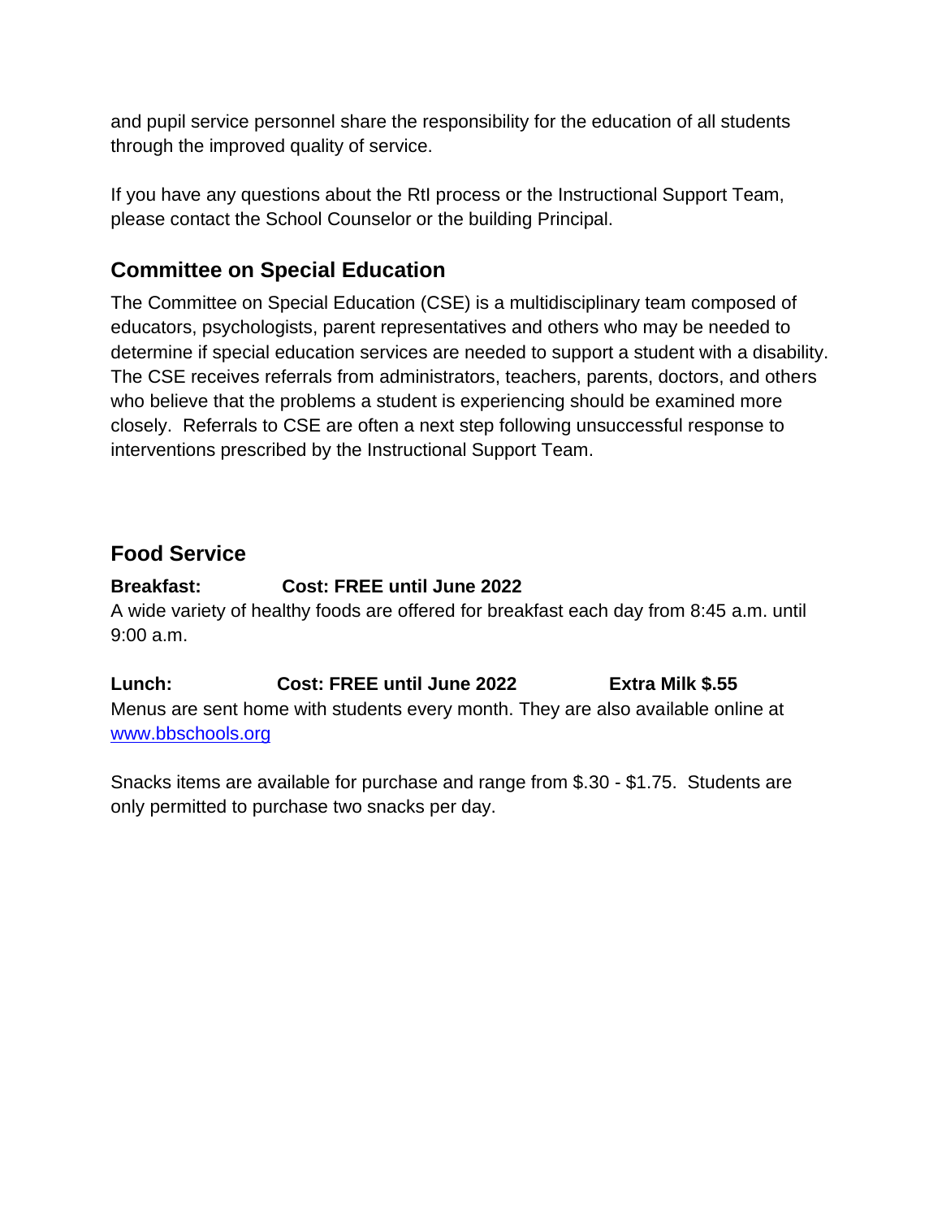and pupil service personnel share the responsibility for the education of all students through the improved quality of service.

If you have any questions about the RtI process or the Instructional Support Team, please contact the School Counselor or the building Principal.

## Committee on Special Education

The Committee on Special Education (CSE) is a multidisciplinary team composed of educators, psychologists, parent representatives and others who may be needed to determine if special education services are needed to support a student with a disability. The CSE receives referrals from administrators, teachers, parents, doctors, and others who believe that the problems a student is experiencing should be examined more closely. Referrals to CSE are often a next step following unsuccessful response to interventions prescribed by the Instructional Support Team.

## Food Service

**Breakfast: Cost: FREE until June 2022**

A wide variety of healthy foods are offered for breakfast each day from 8:45 a.m. until 9:00 a.m.

**Lunch: Cost: FREE until June 2022 Extra Milk $.55**

Menus are sent home with students every month. They are also available online at [www.bbschools.org](http://www.bbschools.org)

Snacks items are available for purchase and range from $.30 - $1.75. Students are only permitted to purchase two snacks per day.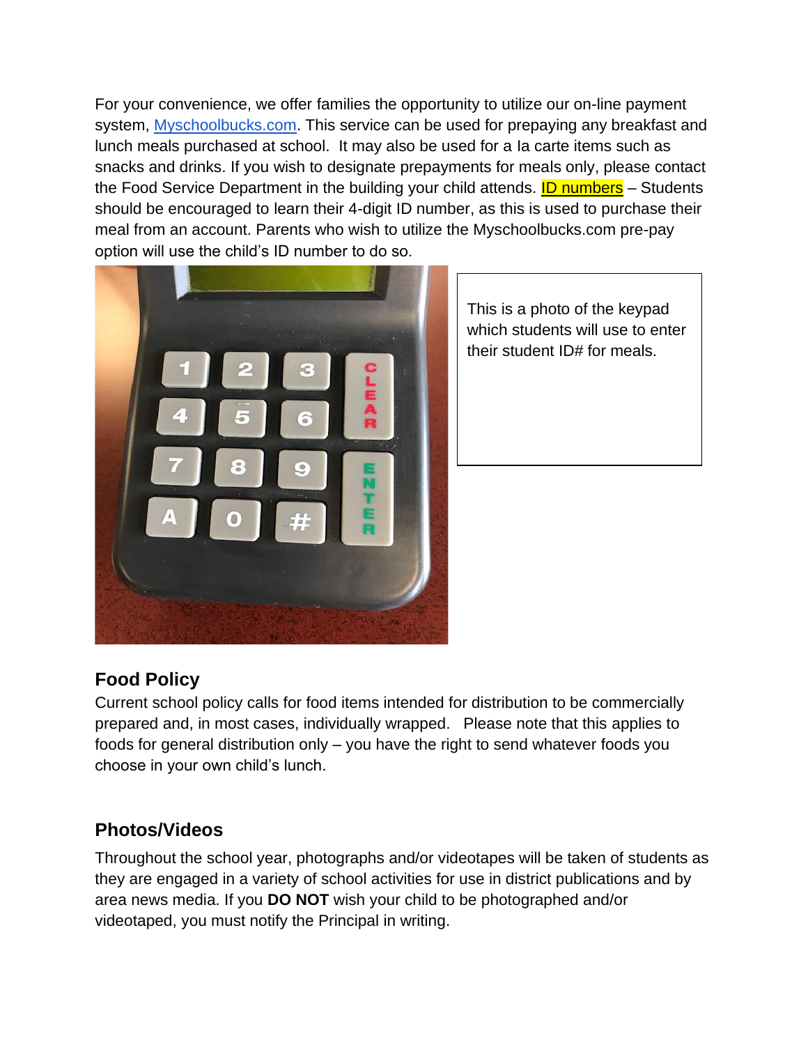For your convenience, we offer families the opportunity to utilize our on-line payment system, [Myschoolbucks.com](Myschoolbucks.com). This service can be used for prepaying any breakfast and lunch meals purchased at school. It may also be used for a la carte items such as snacks and drinks. If you wish to designate prepayments for meals only, please contact the Food Service Department in the building your child attends. ID numbers – Students should be encouraged to learn their 4-digit ID number, as this is used to purchase their meal from an account. Parents who wish to utilize the Myschoolbucks.com pre-pay option will use the child's ID number to do so.

This is a photo of the keypad which students will use to enter their student ID# for meals.

## Food Policy

Current school policy calls for food items intended for distribution to be commercially prepared and, in most cases, individually wrapped. Please note that this applies to foods for general distribution only – you have the right to send whatever foods you choose in your own child's lunch.

## Photos/Videos

Throughout the school year, photographs and/or videotapes will be taken of students as they are engaged in a variety of school activities for use in district publications and by area news media. If you **DO NOT** wish your child to be photographed and/or videotaped, you must notify the Principal in writing.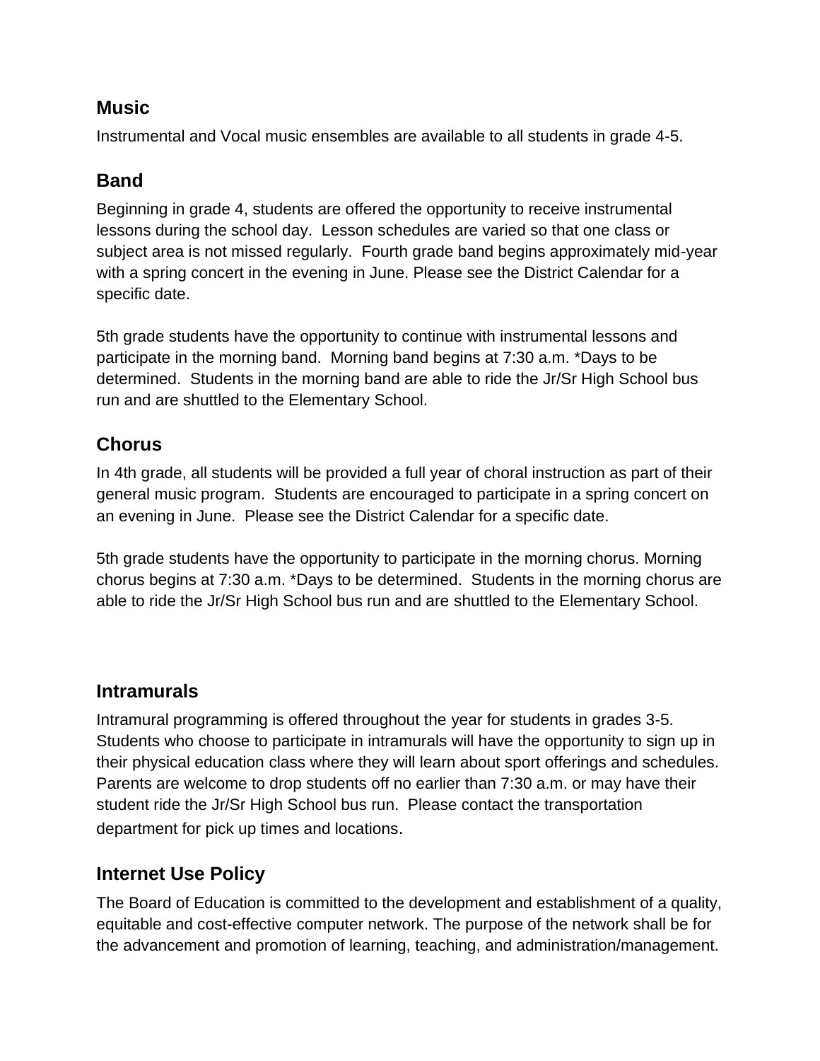## Music

Instrumental and Vocal music ensembles are available to all students in grade 4-5.

## Band

Beginning in grade 4, students are offered the opportunity to receive instrumental lessons during the school day. Lesson schedules are varied so that one class or subject area is not missed regularly. Fourth grade band begins approximately mid-year with a spring concert in the evening in June. Please see the District Calendar for a specific date.

5th grade students have the opportunity to continue with instrumental lessons and participate in the morning band. Morning band begins at 7:30 a.m. *Days to be determined. Students in the morning band are able to ride the Jr/Sr High School bus run and are shuttled to the Elementary School.

## Chorus

In 4th grade, all students will be provided a full year of choral instruction as part of their general music program. Students are encouraged to participate in a spring concert on an evening in June. Please see the District Calendar for a specific date.

5th grade students have the opportunity to participate in the morning chorus. Morning chorus begins at 7:30 a.m. *Days to be determined. Students in the morning chorus are able to ride the Jr/Sr High School bus run and are shuttled to the Elementary School.

## Intramurals

Intramural programming is offered throughout the year for students in grades 3-5. Students who choose to participate in intramurals will have the opportunity to sign up in their physical education class where they will learn about sport offerings and schedules. Parents are welcome to drop students off no earlier than 7:30 a.m. or may have their student ride the Jr/Sr High School bus run. Please contact the transportation department for pick up times and locations.

## Internet Use Policy

The Board of Education is committed to the development and establishment of a quality, equitable and cost-effective computer network. The purpose of the network shall be for the advancement and promotion of learning, teaching, and administration/management.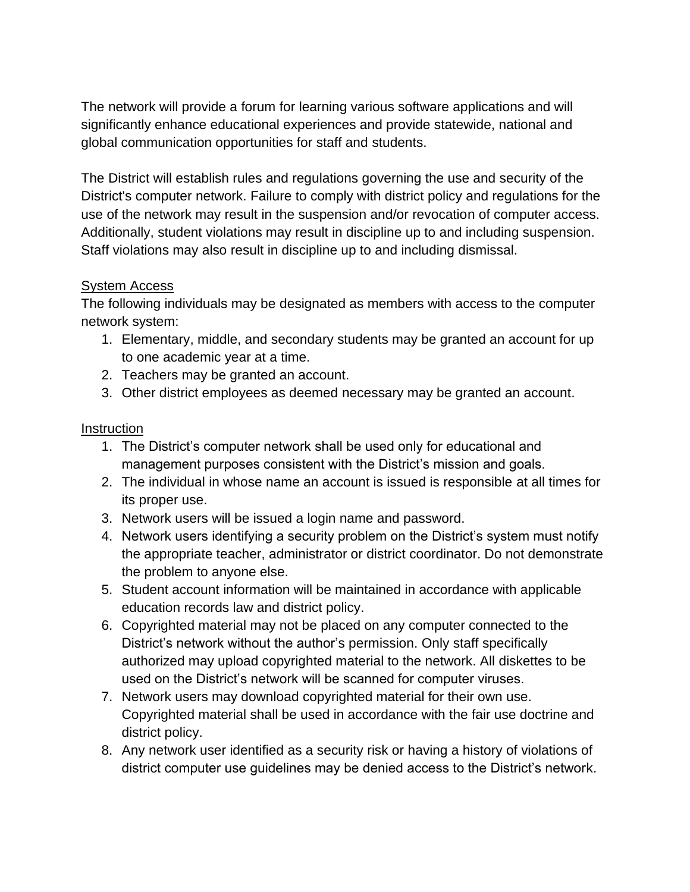The network will provide a forum for learning various software applications and will significantly enhance educational experiences and provide statewide, national and global communication opportunities for staff and students.

The District will establish rules and regulations governing the use and security of the District's computer network. Failure to comply with district policy and regulations for the use of the network may result in the suspension and/or revocation of computer access. Additionally, student violations may result in discipline up to and including suspension. Staff violations may also result in discipline up to and including dismissal.

<u>System Access</u>

The following individuals may be designated as members with access to the computer network system:

1. Elementary, middle, and secondary students may be granted an account for up to one academic year at a time.
2. Teachers may be granted an account.
3. Other district employees as deemed necessary may be granted an account.

<u>Instruction</u>

1. The District's computer network shall be used only for educational and management purposes consistent with the District's mission and goals.
2. The individual in whose name an account is issued is responsible at all times for its proper use.
3. Network users will be issued a login name and password.
4. Network users identifying a security problem on the District's system must notify the appropriate teacher, administrator or district coordinator. Do not demonstrate the problem to anyone else.
5. Student account information will be maintained in accordance with applicable education records law and district policy.
6. Copyrighted material may not be placed on any computer connected to the District's network without the author's permission. Only staff specifically authorized may upload copyrighted material to the network. All diskettes to be used on the District's network will be scanned for computer viruses.
7. Network users may download copyrighted material for their own use. Copyrighted material shall be used in accordance with the fair use doctrine and district policy.
8. Any network user identified as a security risk or having a history of violations of district computer use guidelines may be denied access to the District's network.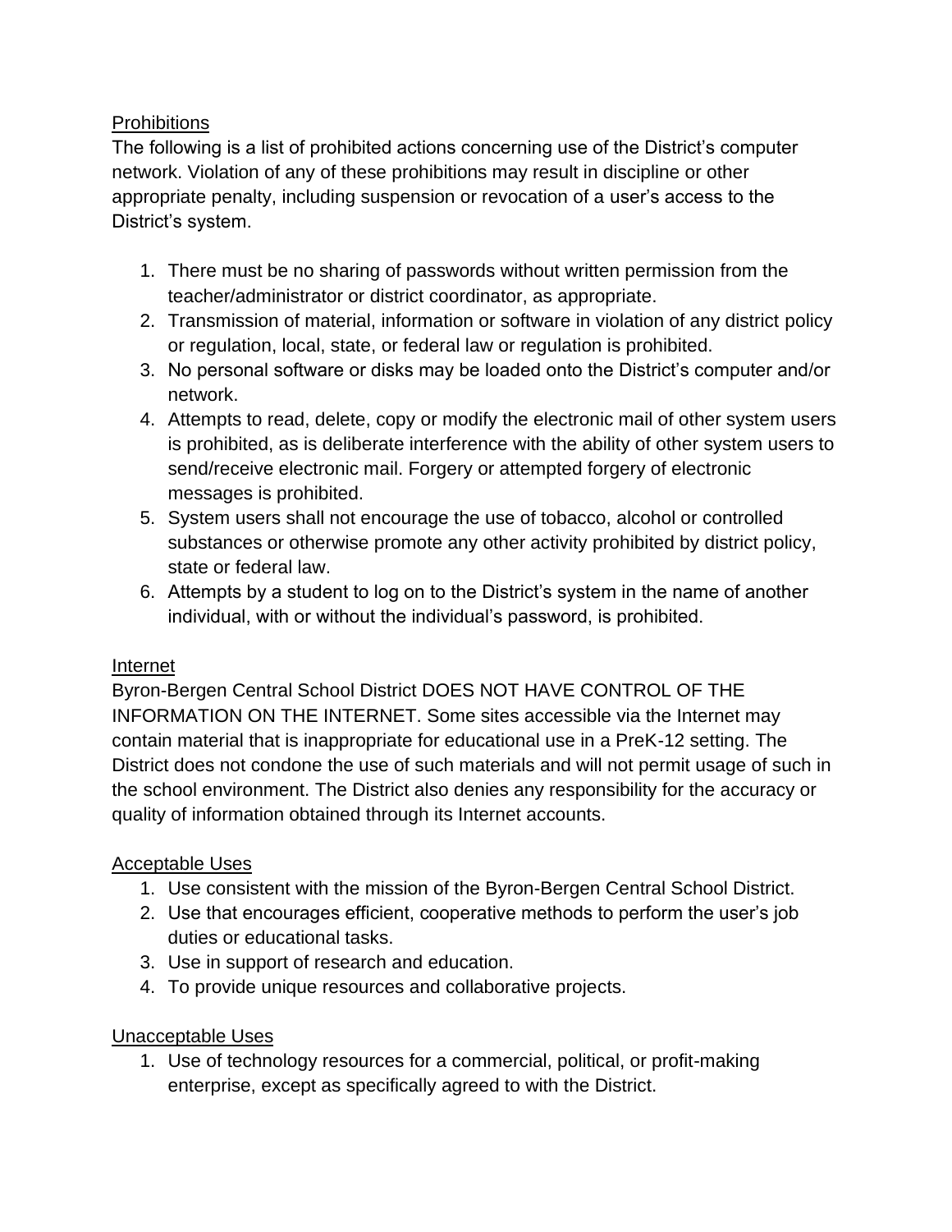## Prohibitions

The following is a list of prohibited actions concerning use of the District's computer network. Violation of any of these prohibitions may result in discipline or other appropriate penalty, including suspension or revocation of a user's access to the District's system.

1. There must be no sharing of passwords without written permission from the teacher/administrator or district coordinator, as appropriate.
2. Transmission of material, information or software in violation of any district policy or regulation, local, state, or federal law or regulation is prohibited.
3. No personal software or disks may be loaded onto the District's computer and/or network.
4. Attempts to read, delete, copy or modify the electronic mail of other system users is prohibited, as is deliberate interference with the ability of other system users to send/receive electronic mail. Forgery or attempted forgery of electronic messages is prohibited.
5. System users shall not encourage the use of tobacco, alcohol or controlled substances or otherwise promote any other activity prohibited by district policy, state or federal law.
6. Attempts by a student to log on to the District's system in the name of another individual, with or without the individual's password, is prohibited.

## Internet

Byron-Bergen Central School District DOES NOT HAVE CONTROL OF THE INFORMATION ON THE INTERNET. Some sites accessible via the Internet may contain material that is inappropriate for educational use in a PreK-12 setting. The District does not condone the use of such materials and will not permit usage of such in the school environment. The District also denies any responsibility for the accuracy or quality of information obtained through its Internet accounts.

## Acceptable Uses

1. Use consistent with the mission of the Byron-Bergen Central School District.
2. Use that encourages efficient, cooperative methods to perform the user's job duties or educational tasks.
3. Use in support of research and education.
4. To provide unique resources and collaborative projects.

## Unacceptable Uses

1. Use of technology resources for a commercial, political, or profit-making enterprise, except as specifically agreed to with the District.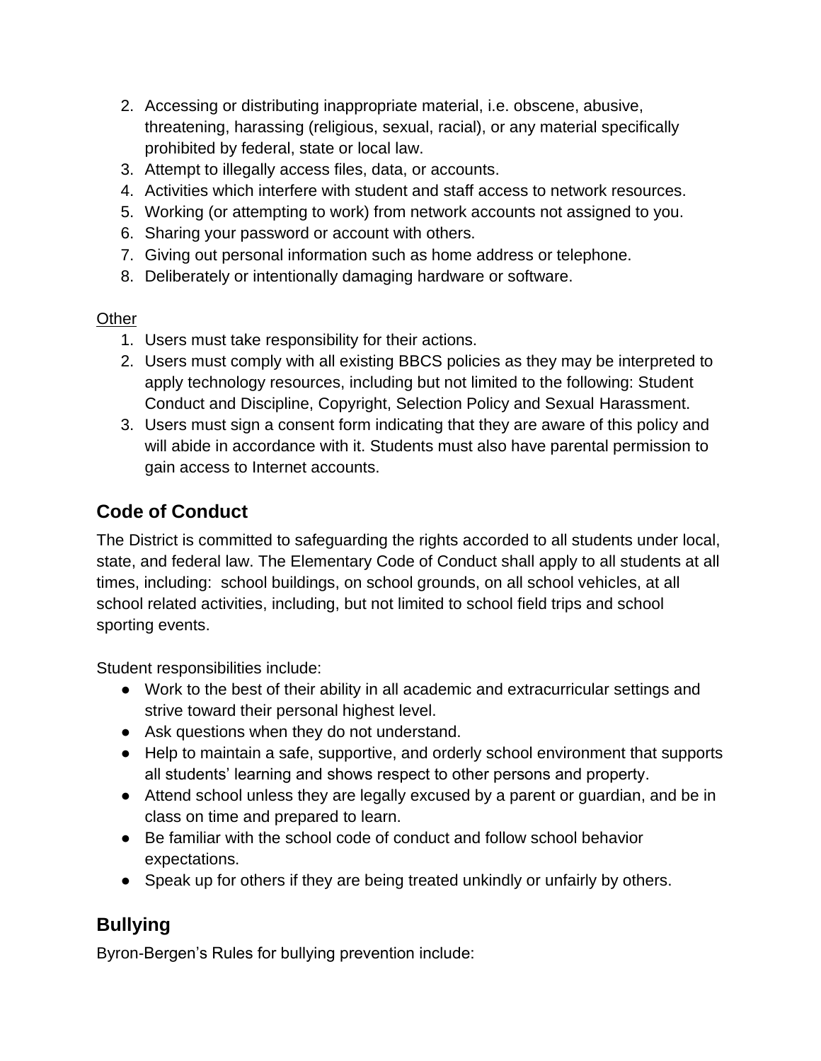2. Accessing or distributing inappropriate material, i.e. obscene, abusive, threatening, harassing (religious, sexual, racial), or any material specifically prohibited by federal, state or local law.
3. Attempt to illegally access files, data, or accounts.
4. Activities which interfere with student and staff access to network resources.
5. Working (or attempting to work) from network accounts not assigned to you.
6. Sharing your password or account with others.
7. Giving out personal information such as home address or telephone.
8. Deliberately or intentionally damaging hardware or software.

<u>Other</u>

1. Users must take responsibility for their actions.
2. Users must comply with all existing BBCS policies as they may be interpreted to apply technology resources, including but not limited to the following: Student Conduct and Discipline, Copyright, Selection Policy and Sexual Harassment.
3. Users must sign a consent form indicating that they are aware of this policy and will abide in accordance with it. Students must also have parental permission to gain access to Internet accounts.

## Code of Conduct

The District is committed to safeguarding the rights accorded to all students under local, state, and federal law. The Elementary Code of Conduct shall apply to all students at all times, including: school buildings, on school grounds, on all school vehicles, at all school related activities, including, but not limited to school field trips and school sporting events.

Student responsibilities include:

- Work to the best of their ability in all academic and extracurricular settings and strive toward their personal highest level.
- Ask questions when they do not understand.
- Help to maintain a safe, supportive, and orderly school environment that supports all students' learning and shows respect to other persons and property.
- Attend school unless they are legally excused by a parent or guardian, and be in class on time and prepared to learn.
- Be familiar with the school code of conduct and follow school behavior expectations.
- Speak up for others if they are being treated unkindly or unfairly by others.

## Bullying

Byron-Bergen's Rules for bullying prevention include: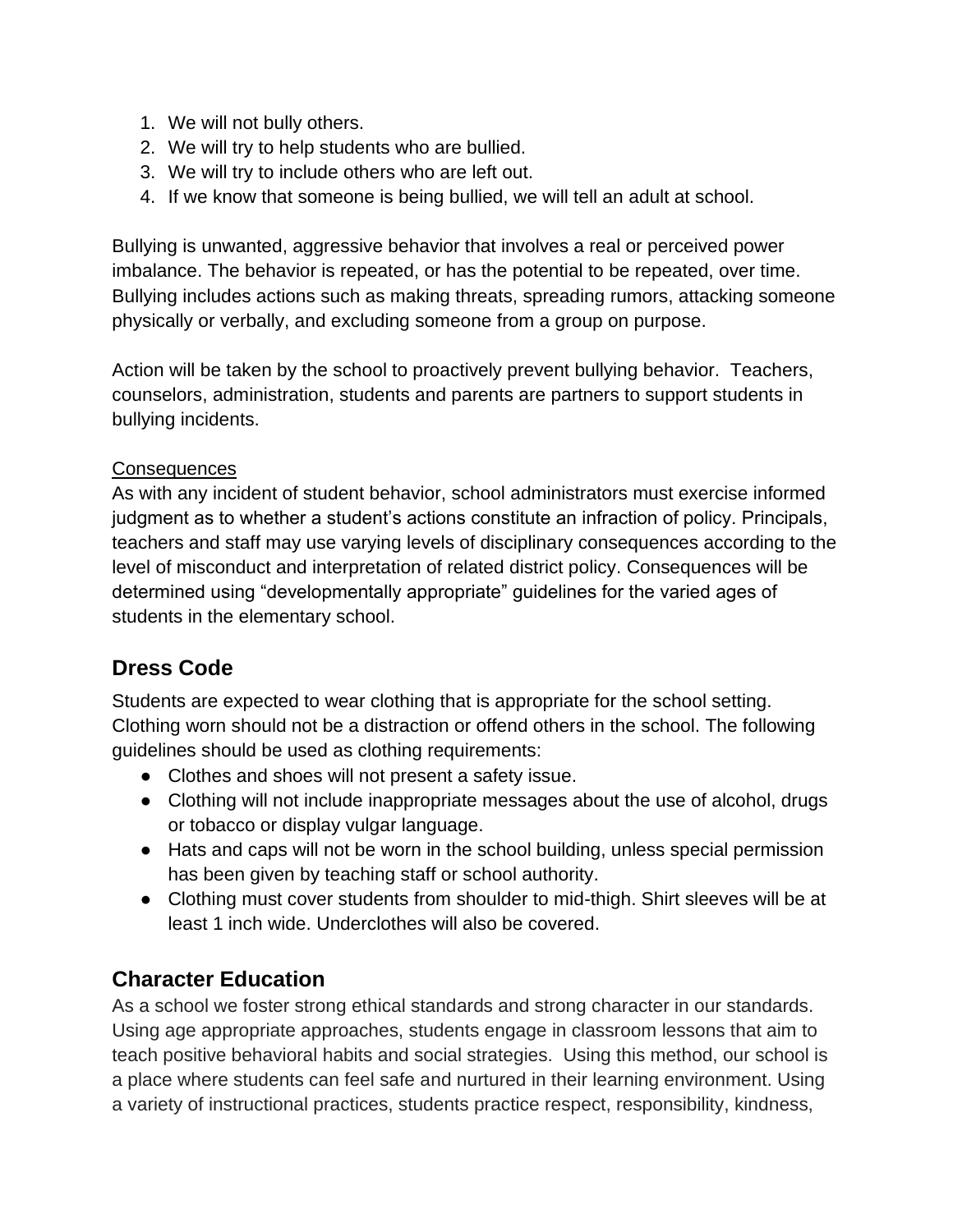1. We will not bully others.
2. We will try to help students who are bullied.
3. We will try to include others who are left out.
4. If we know that someone is being bullied, we will tell an adult at school.

Bullying is unwanted, aggressive behavior that involves a real or perceived power imbalance. The behavior is repeated, or has the potential to be repeated, over time. Bullying includes actions such as making threats, spreading rumors, attacking someone physically or verbally, and excluding someone from a group on purpose.

Action will be taken by the school to proactively prevent bullying behavior. Teachers, counselors, administration, students and parents are partners to support students in bullying incidents.

<u>Consequences</u>
As with any incident of student behavior, school administrators must exercise informed judgment as to whether a student's actions constitute an infraction of policy. Principals, teachers and staff may use varying levels of disciplinary consequences according to the level of misconduct and interpretation of related district policy. Consequences will be determined using "developmentally appropriate" guidelines for the varied ages of students in the elementary school.

## Dress Code

Students are expected to wear clothing that is appropriate for the school setting. Clothing worn should not be a distraction or offend others in the school. The following guidelines should be used as clothing requirements:

- Clothes and shoes will not present a safety issue.
- Clothing will not include inappropriate messages about the use of alcohol, drugs or tobacco or display vulgar language.
- Hats and caps will not be worn in the school building, unless special permission has been given by teaching staff or school authority.
- Clothing must cover students from shoulder to mid-thigh. Shirt sleeves will be at least 1 inch wide. Underclothes will also be covered.

## Character Education

As a school we foster strong ethical standards and strong character in our standards. Using age appropriate approaches, students engage in classroom lessons that aim to teach positive behavioral habits and social strategies. Using this method, our school is a place where students can feel safe and nurtured in their learning environment. Using a variety of instructional practices, students practice respect, responsibility, kindness,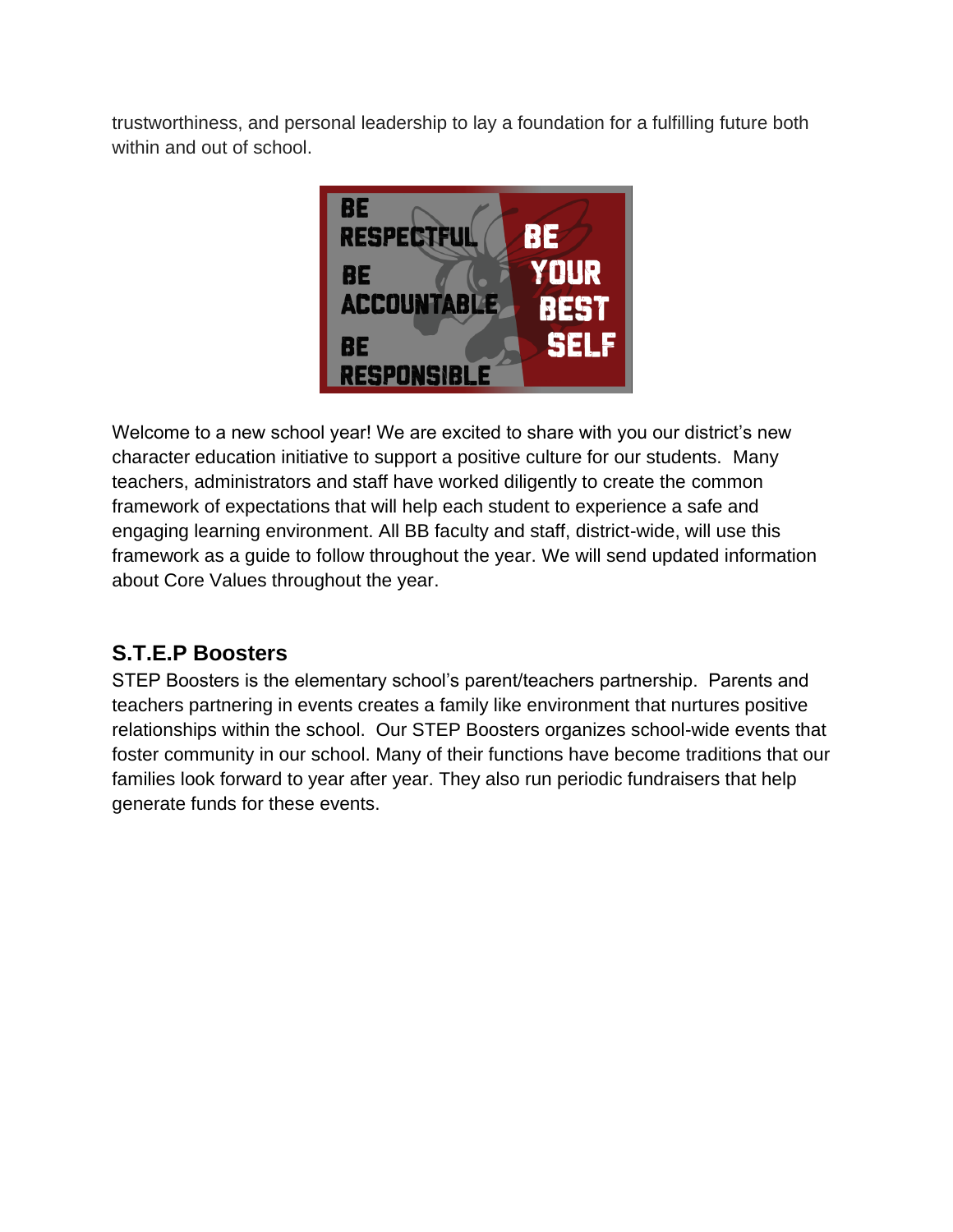trustworthiness, and personal leadership to lay a foundation for a fulfilling future both within and out of school.

BE RESPECTFUL

BE ACCOUNTABLE

BE RESPONSIBLE

BE YOUR BEST SELF

Welcome to a new school year! We are excited to share with you our district's new character education initiative to support a positive culture for our students. Many teachers, administrators and staff have worked diligently to create the common framework of expectations that will help each student to experience a safe and engaging learning environment. All BB faculty and staff, district-wide, will use this framework as a guide to follow throughout the year. We will send updated information about Core Values throughout the year.

## S.T.E.P Boosters

STEP Boosters is the elementary school's parent/teachers partnership. Parents and teachers partnering in events creates a family like environment that nurtures positive relationships within the school. Our STEP Boosters organizes school-wide events that foster community in our school. Many of their functions have become traditions that our families look forward to year after year. They also run periodic fundraisers that help generate funds for these events.